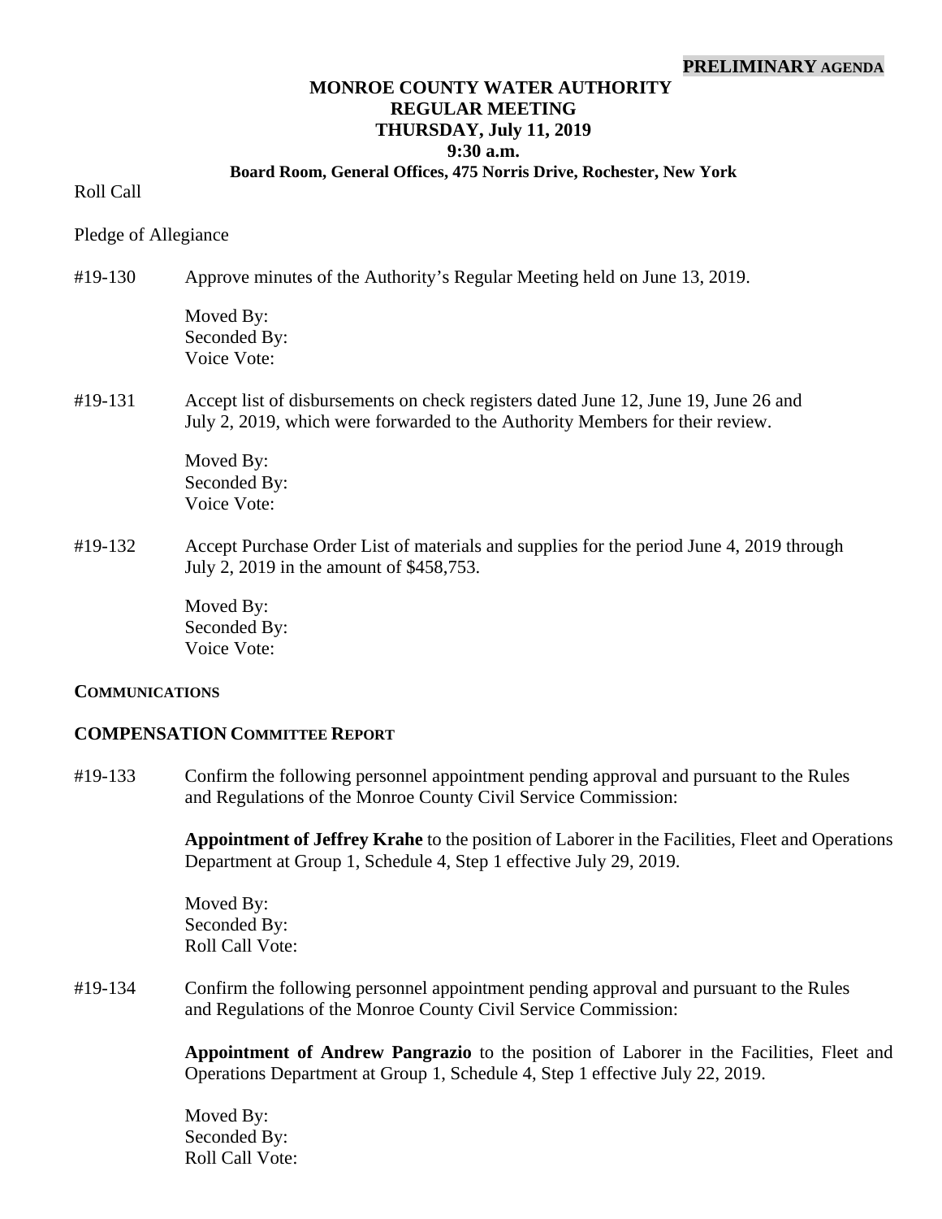**PRELIMINARY AGENDA**

# MONROE COUNTY WATER AUTHORITY
## REGULAR MEETING
## THURSDAY, July 11, 2019
## 9:30 a.m.
### Board Room, General Offices, 475 Norris Drive, Rochester, New York

Roll Call

Pledge of Allegiance

#19-130 Approve minutes of the Authority's Regular Meeting held on June 13, 2019.

Moved By:
Seconded By:
Voice Vote:

#19-131 Accept list of disbursements on check registers dated June 12, June 19, June 26 and July 2, 2019, which were forwarded to the Authority Members for their review.

Moved By:
Seconded By:
Voice Vote:

#19-132 Accept Purchase Order List of materials and supplies for the period June 4, 2019 through July 2, 2019 in the amount of $458,753.

Moved By:
Seconded By:
Voice Vote:

**COMMUNICATIONS**

**COMPENSATION COMMITTEE REPORT**

#19-133 Confirm the following personnel appointment pending approval and pursuant to the Rules and Regulations of the Monroe County Civil Service Commission:

**Appointment of Jeffrey Krahe** to the position of Laborer in the Facilities, Fleet and Operations Department at Group 1, Schedule 4, Step 1 effective July 29, 2019.

Moved By:
Seconded By:
Roll Call Vote:

#19-134 Confirm the following personnel appointment pending approval and pursuant to the Rules and Regulations of the Monroe County Civil Service Commission:

**Appointment of Andrew Pangrazio** to the position of Laborer in the Facilities, Fleet and Operations Department at Group 1, Schedule 4, Step 1 effective July 22, 2019.

Moved By:
Seconded By:
Roll Call Vote: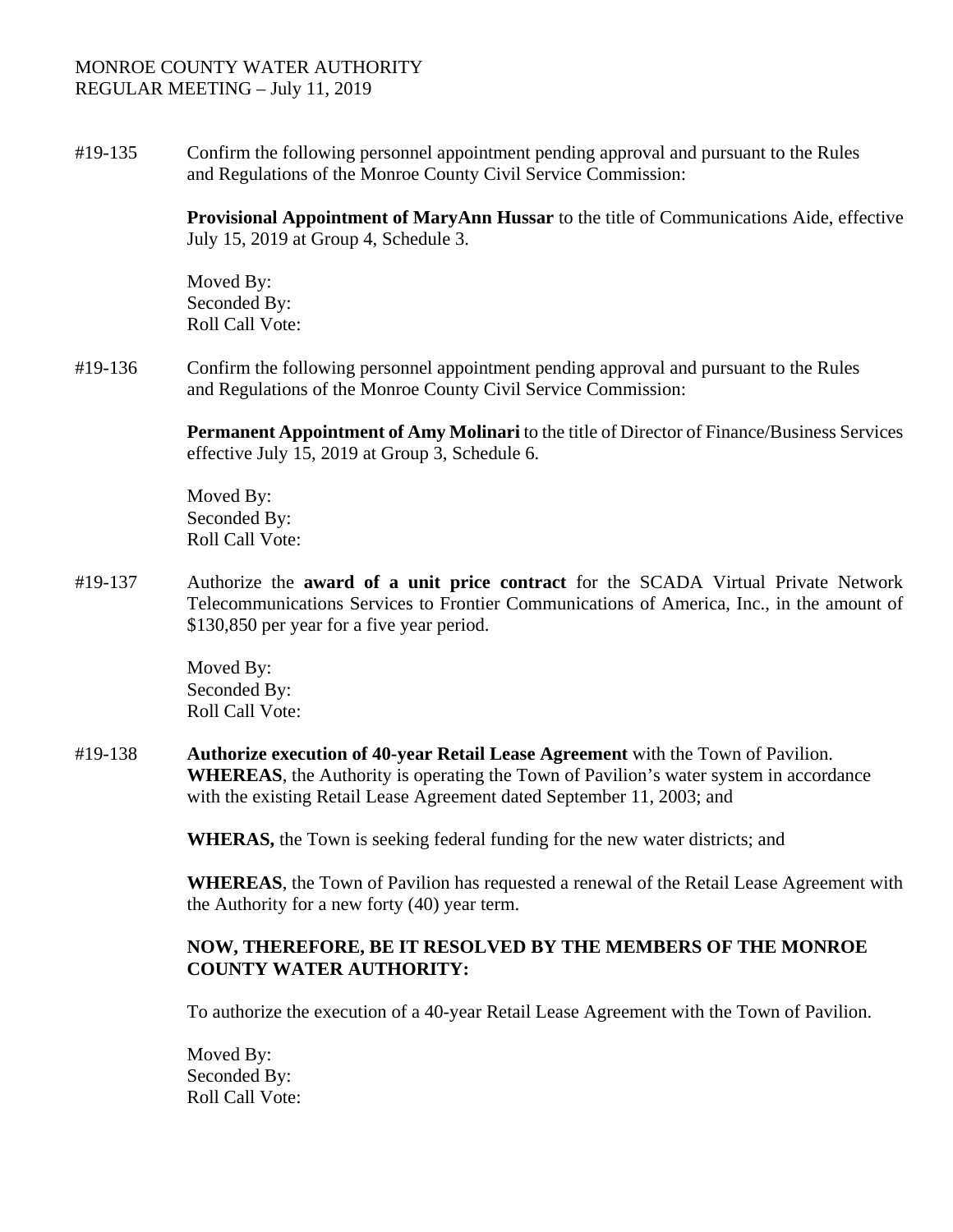MONROE COUNTY WATER AUTHORITY
REGULAR MEETING – July 11, 2019

#19-135 Confirm the following personnel appointment pending approval and pursuant to the Rules and Regulations of the Monroe County Civil Service Commission:

**Provisional Appointment of MaryAnn Hussar** to the title of Communications Aide, effective July 15, 2019 at Group 4, Schedule 3.

Moved By:
Seconded By:
Roll Call Vote:

#19-136 Confirm the following personnel appointment pending approval and pursuant to the Rules and Regulations of the Monroe County Civil Service Commission:

**Permanent Appointment of Amy Molinari** to the title of Director of Finance/Business Services effective July 15, 2019 at Group 3, Schedule 6.

Moved By:
Seconded By:
Roll Call Vote:

#19-137 Authorize the **award of a unit price contract** for the SCADA Virtual Private Network Telecommunications Services to Frontier Communications of America, Inc., in the amount of $130,850 per year for a five year period.

Moved By:
Seconded By:
Roll Call Vote:

#19-138 **Authorize execution of 40-year Retail Lease Agreement** with the Town of Pavilion.
**WHEREAS**, the Authority is operating the Town of Pavilion's water system in accordance with the existing Retail Lease Agreement dated September 11, 2003; and

**WHERAS,** the Town is seeking federal funding for the new water districts; and

**WHEREAS**, the Town of Pavilion has requested a renewal of the Retail Lease Agreement with the Authority for a new forty (40) year term.

**NOW, THEREFORE, BE IT RESOLVED BY THE MEMBERS OF THE MONROE COUNTY WATER AUTHORITY:**

To authorize the execution of a 40-year Retail Lease Agreement with the Town of Pavilion.

Moved By:
Seconded By:
Roll Call Vote: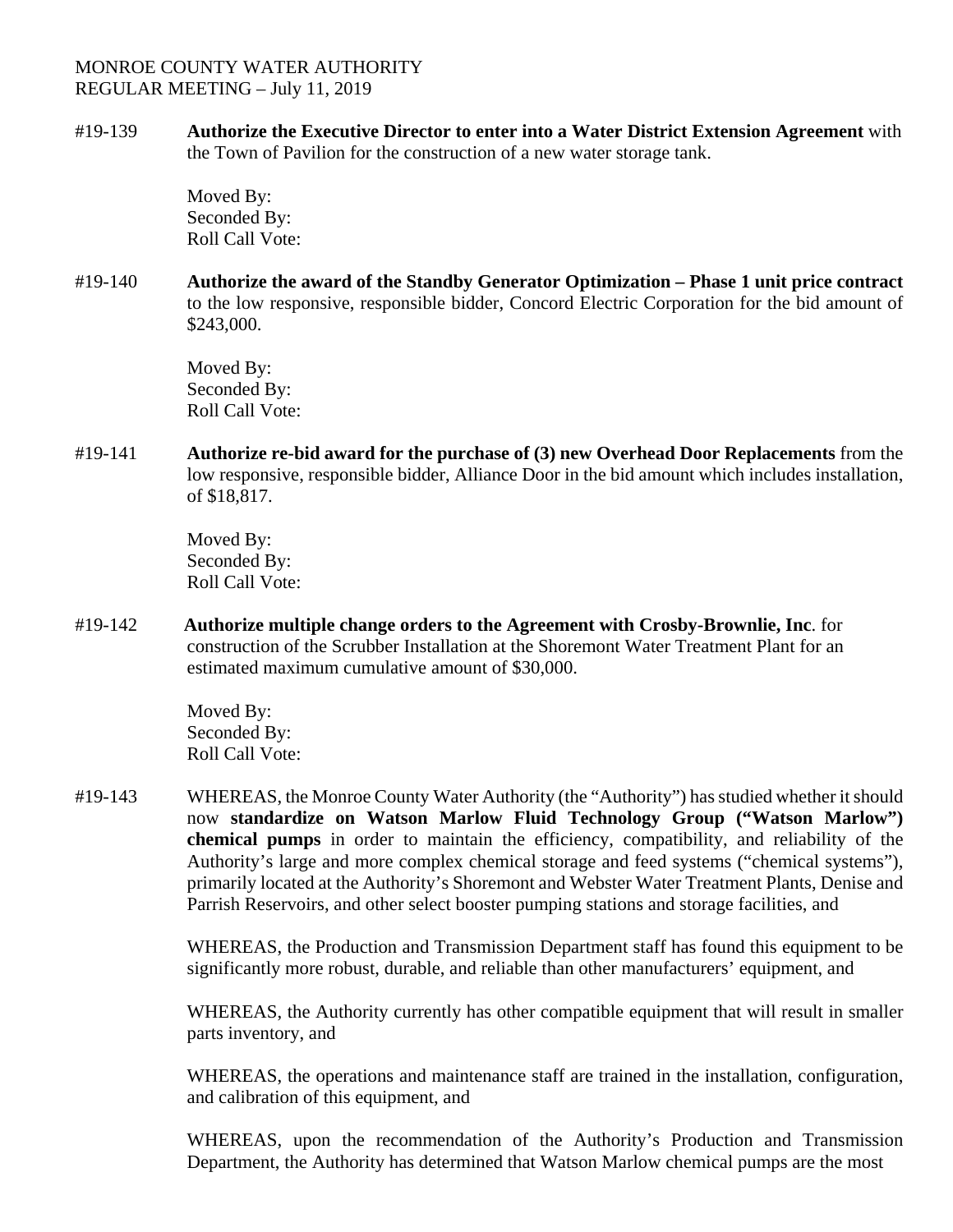MONROE COUNTY WATER AUTHORITY
REGULAR MEETING – July 11, 2019

#19-139 **Authorize the Executive Director to enter into a Water District Extension Agreement** with the Town of Pavilion for the construction of a new water storage tank.

Moved By:
Seconded By:
Roll Call Vote:

#19-140 **Authorize the award of the Standby Generator Optimization – Phase 1 unit price contract** to the low responsive, responsible bidder, Concord Electric Corporation for the bid amount of $243,000.

Moved By:
Seconded By:
Roll Call Vote:

#19-141 **Authorize re-bid award for the purchase of (3) new Overhead Door Replacements** from the low responsive, responsible bidder, Alliance Door in the bid amount which includes installation, of $18,817.

Moved By:
Seconded By:
Roll Call Vote:

#19-142 **Authorize multiple change orders to the Agreement with Crosby-Brownlie, Inc**. for construction of the Scrubber Installation at the Shoremont Water Treatment Plant for an estimated maximum cumulative amount of $30,000.

Moved By:
Seconded By:
Roll Call Vote:

#19-143 WHEREAS, the Monroe County Water Authority (the "Authority") has studied whether it should now **standardize on Watson Marlow Fluid Technology Group ("Watson Marlow") chemical pumps** in order to maintain the efficiency, compatibility, and reliability of the Authority's large and more complex chemical storage and feed systems ("chemical systems"), primarily located at the Authority's Shoremont and Webster Water Treatment Plants, Denise and Parrish Reservoirs, and other select booster pumping stations and storage facilities, and

WHEREAS, the Production and Transmission Department staff has found this equipment to be significantly more robust, durable, and reliable than other manufacturers' equipment, and

WHEREAS, the Authority currently has other compatible equipment that will result in smaller parts inventory, and

WHEREAS, the operations and maintenance staff are trained in the installation, configuration, and calibration of this equipment, and

WHEREAS, upon the recommendation of the Authority's Production and Transmission Department, the Authority has determined that Watson Marlow chemical pumps are the most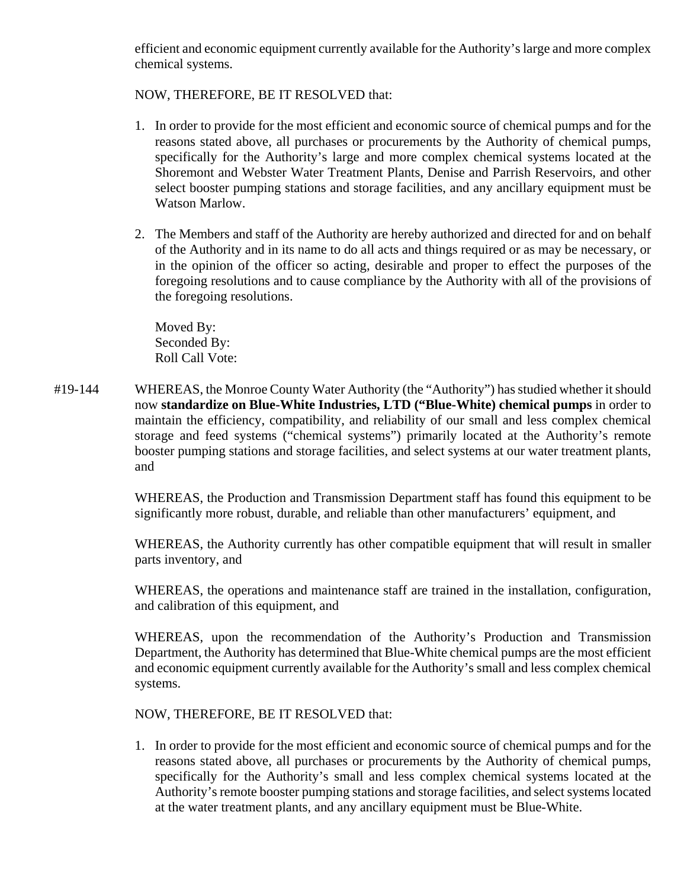efficient and economic equipment currently available for the Authority's large and more complex chemical systems.

NOW, THEREFORE, BE IT RESOLVED that:

1. In order to provide for the most efficient and economic source of chemical pumps and for the reasons stated above, all purchases or procurements by the Authority of chemical pumps, specifically for the Authority's large and more complex chemical systems located at the Shoremont and Webster Water Treatment Plants, Denise and Parrish Reservoirs, and other select booster pumping stations and storage facilities, and any ancillary equipment must be Watson Marlow.

2. The Members and staff of the Authority are hereby authorized and directed for and on behalf of the Authority and in its name to do all acts and things required or as may be necessary, or in the opinion of the officer so acting, desirable and proper to effect the purposes of the foregoing resolutions and to cause compliance by the Authority with all of the provisions of the foregoing resolutions.

Moved By:
Seconded By:
Roll Call Vote:

#19-144 WHEREAS, the Monroe County Water Authority (the "Authority") has studied whether it should now **standardize on Blue-White Industries, LTD ("Blue-White) chemical pumps** in order to maintain the efficiency, compatibility, and reliability of our small and less complex chemical storage and feed systems ("chemical systems") primarily located at the Authority's remote booster pumping stations and storage facilities, and select systems at our water treatment plants, and

WHEREAS, the Production and Transmission Department staff has found this equipment to be significantly more robust, durable, and reliable than other manufacturers' equipment, and

WHEREAS, the Authority currently has other compatible equipment that will result in smaller parts inventory, and

WHEREAS, the operations and maintenance staff are trained in the installation, configuration, and calibration of this equipment, and

WHEREAS, upon the recommendation of the Authority's Production and Transmission Department, the Authority has determined that Blue-White chemical pumps are the most efficient and economic equipment currently available for the Authority's small and less complex chemical systems.

NOW, THEREFORE, BE IT RESOLVED that:

1. In order to provide for the most efficient and economic source of chemical pumps and for the reasons stated above, all purchases or procurements by the Authority of chemical pumps, specifically for the Authority's small and less complex chemical systems located at the Authority's remote booster pumping stations and storage facilities, and select systems located at the water treatment plants, and any ancillary equipment must be Blue-White.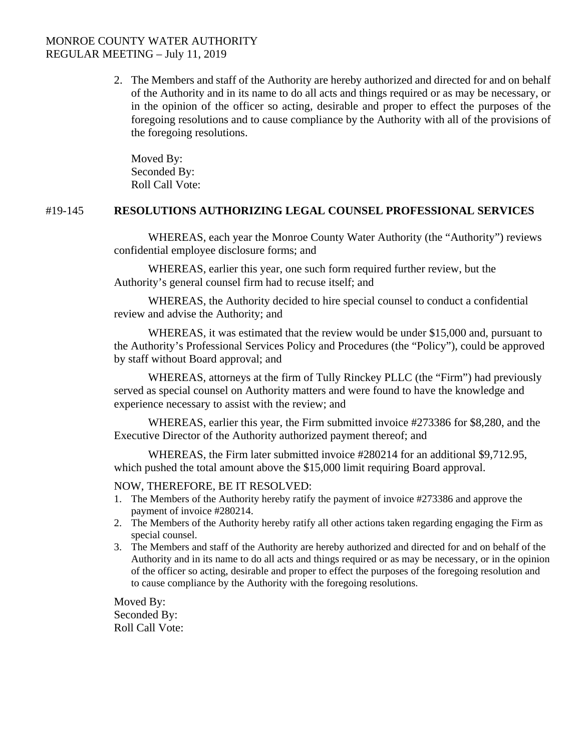2. The Members and staff of the Authority are hereby authorized and directed for and on behalf of the Authority and in its name to do all acts and things required or as may be necessary, or in the opinion of the officer so acting, desirable and proper to effect the purposes of the foregoing resolutions and to cause compliance by the Authority with all of the provisions of the foregoing resolutions.

   Moved By:
   Seconded By:
   Roll Call Vote:

## #19-145 RESOLUTIONS AUTHORIZING LEGAL COUNSEL PROFESSIONAL SERVICES

WHEREAS, each year the Monroe County Water Authority (the "Authority") reviews confidential employee disclosure forms; and

WHEREAS, earlier this year, one such form required further review, but the Authority's general counsel firm had to recuse itself; and

WHEREAS, the Authority decided to hire special counsel to conduct a confidential review and advise the Authority; and

WHEREAS, it was estimated that the review would be under $15,000 and, pursuant to the Authority's Professional Services Policy and Procedures (the "Policy"), could be approved by staff without Board approval; and

WHEREAS, attorneys at the firm of Tully Rinckey PLLC (the "Firm") had previously served as special counsel on Authority matters and were found to have the knowledge and experience necessary to assist with the review; and

WHEREAS, earlier this year, the Firm submitted invoice #273386 for $8,280, and the Executive Director of the Authority authorized payment thereof; and

WHEREAS, the Firm later submitted invoice #280214 for an additional $9,712.95, which pushed the total amount above the $15,000 limit requiring Board approval.

NOW, THEREFORE, BE IT RESOLVED:

1. The Members of the Authority hereby ratify the payment of invoice #273386 and approve the payment of invoice #280214.
2. The Members of the Authority hereby ratify all other actions taken regarding engaging the Firm as special counsel.
3. The Members and staff of the Authority are hereby authorized and directed for and on behalf of the Authority and in its name to do all acts and things required or as may be necessary, or in the opinion of the officer so acting, desirable and proper to effect the purposes of the foregoing resolution and to cause compliance by the Authority with the foregoing resolutions.

Moved By:
Seconded By:
Roll Call Vote: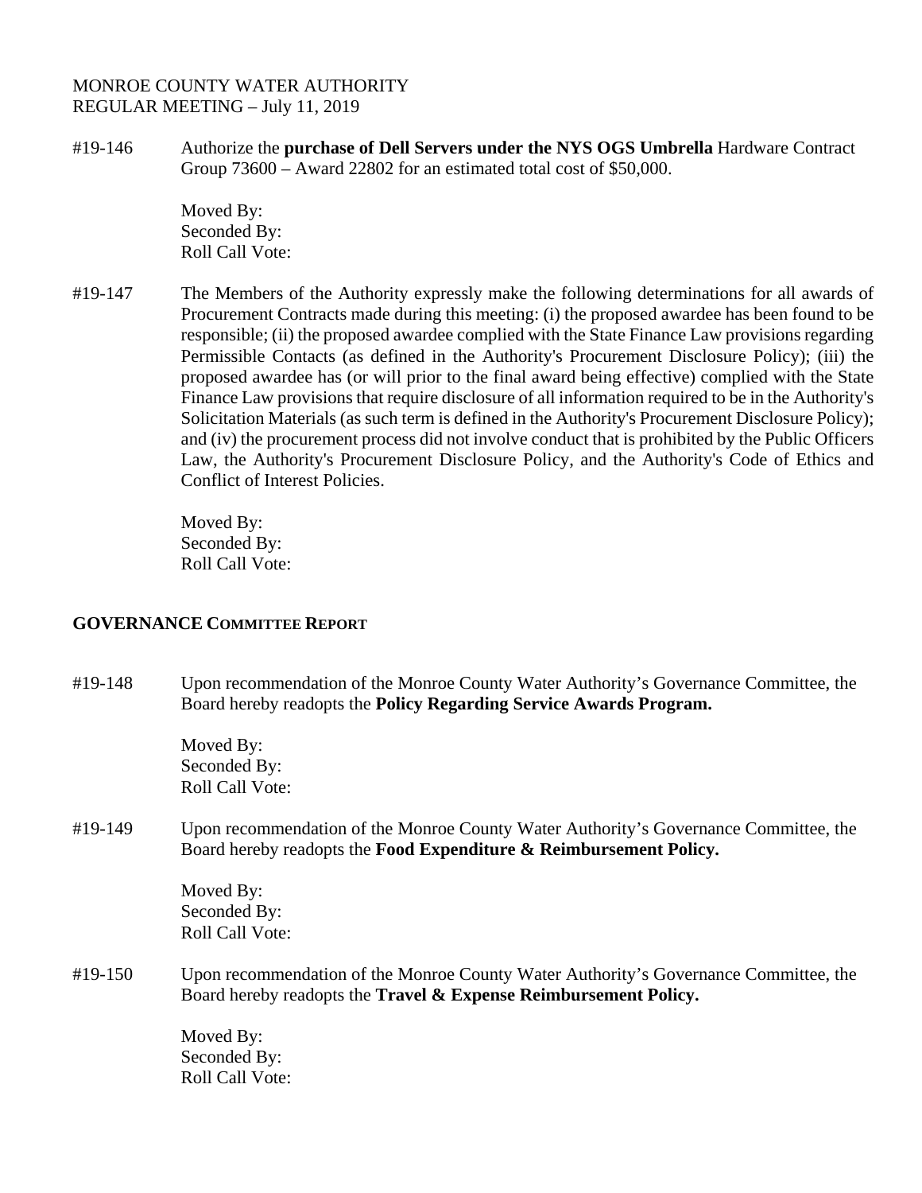MONROE COUNTY WATER AUTHORITY
REGULAR MEETING – July 11, 2019

#19-146 Authorize the **purchase of Dell Servers under the NYS OGS Umbrella** Hardware Contract Group 73600 – Award 22802 for an estimated total cost of $50,000.

Moved By:
Seconded By:
Roll Call Vote:

#19-147 The Members of the Authority expressly make the following determinations for all awards of Procurement Contracts made during this meeting: (i) the proposed awardee has been found to be responsible; (ii) the proposed awardee complied with the State Finance Law provisions regarding Permissible Contacts (as defined in the Authority's Procurement Disclosure Policy); (iii) the proposed awardee has (or will prior to the final award being effective) complied with the State Finance Law provisions that require disclosure of all information required to be in the Authority's Solicitation Materials (as such term is defined in the Authority's Procurement Disclosure Policy); and (iv) the procurement process did not involve conduct that is prohibited by the Public Officers Law, the Authority's Procurement Disclosure Policy, and the Authority's Code of Ethics and Conflict of Interest Policies.

Moved By:
Seconded By:
Roll Call Vote:

## GOVERNANCE COMMITTEE REPORT

#19-148 Upon recommendation of the Monroe County Water Authority's Governance Committee, the Board hereby readopts the **Policy Regarding Service Awards Program.**

Moved By:
Seconded By:
Roll Call Vote:

#19-149 Upon recommendation of the Monroe County Water Authority's Governance Committee, the Board hereby readopts the **Food Expenditure & Reimbursement Policy.**

Moved By:
Seconded By:
Roll Call Vote:

#19-150 Upon recommendation of the Monroe County Water Authority's Governance Committee, the Board hereby readopts the **Travel & Expense Reimbursement Policy.**

Moved By:
Seconded By:
Roll Call Vote: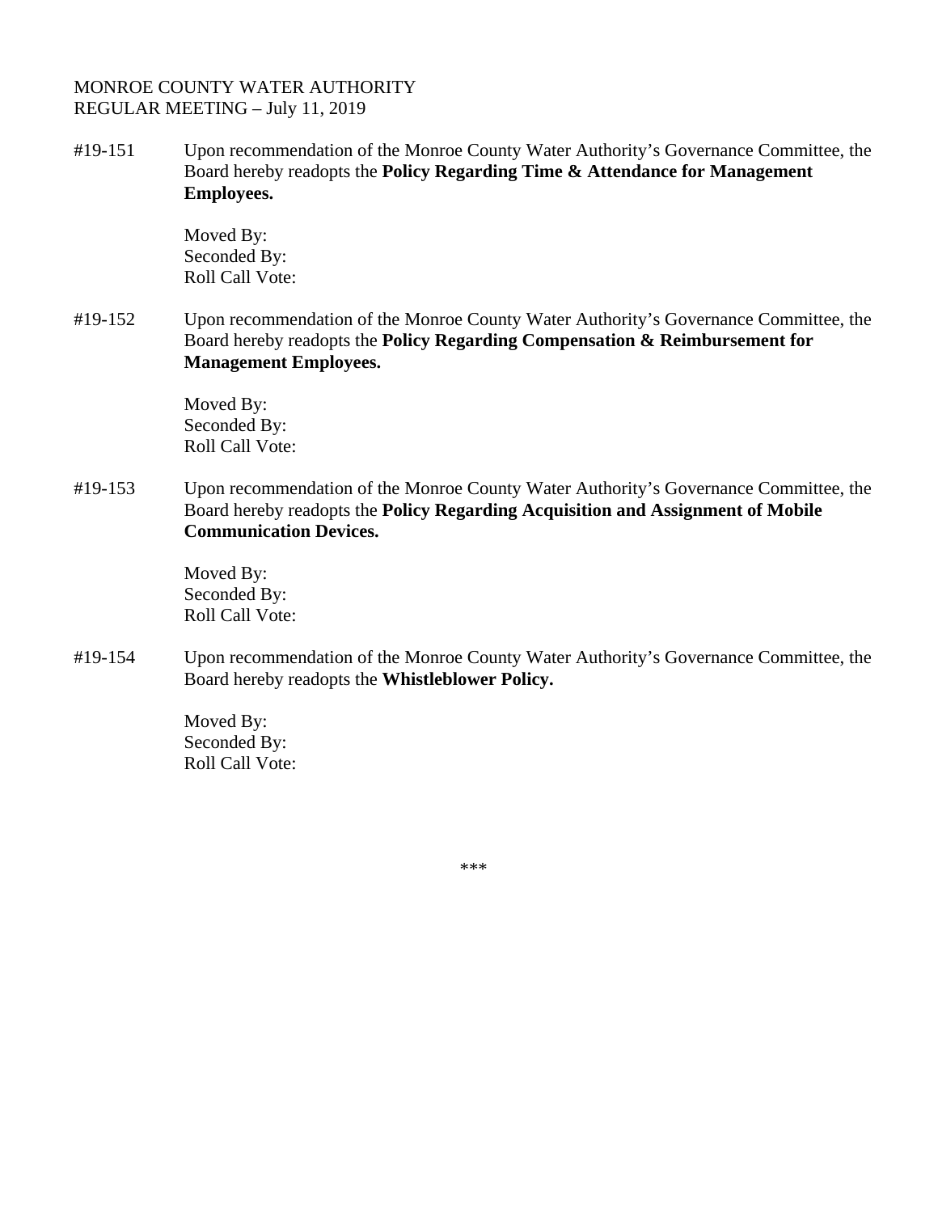MONROE COUNTY WATER AUTHORITY
REGULAR MEETING – July 11, 2019

#19-151 Upon recommendation of the Monroe County Water Authority's Governance Committee, the Board hereby readopts the **Policy Regarding Time & Attendance for Management Employees.**

Moved By:
Seconded By:
Roll Call Vote:

#19-152 Upon recommendation of the Monroe County Water Authority's Governance Committee, the Board hereby readopts the **Policy Regarding Compensation & Reimbursement for Management Employees.**

Moved By:
Seconded By:
Roll Call Vote:

#19-153 Upon recommendation of the Monroe County Water Authority's Governance Committee, the Board hereby readopts the **Policy Regarding Acquisition and Assignment of Mobile Communication Devices.**

Moved By:
Seconded By:
Roll Call Vote:

#19-154 Upon recommendation of the Monroe County Water Authority's Governance Committee, the Board hereby readopts the **Whistleblower Policy.**

Moved By:
Seconded By:
Roll Call Vote:

***